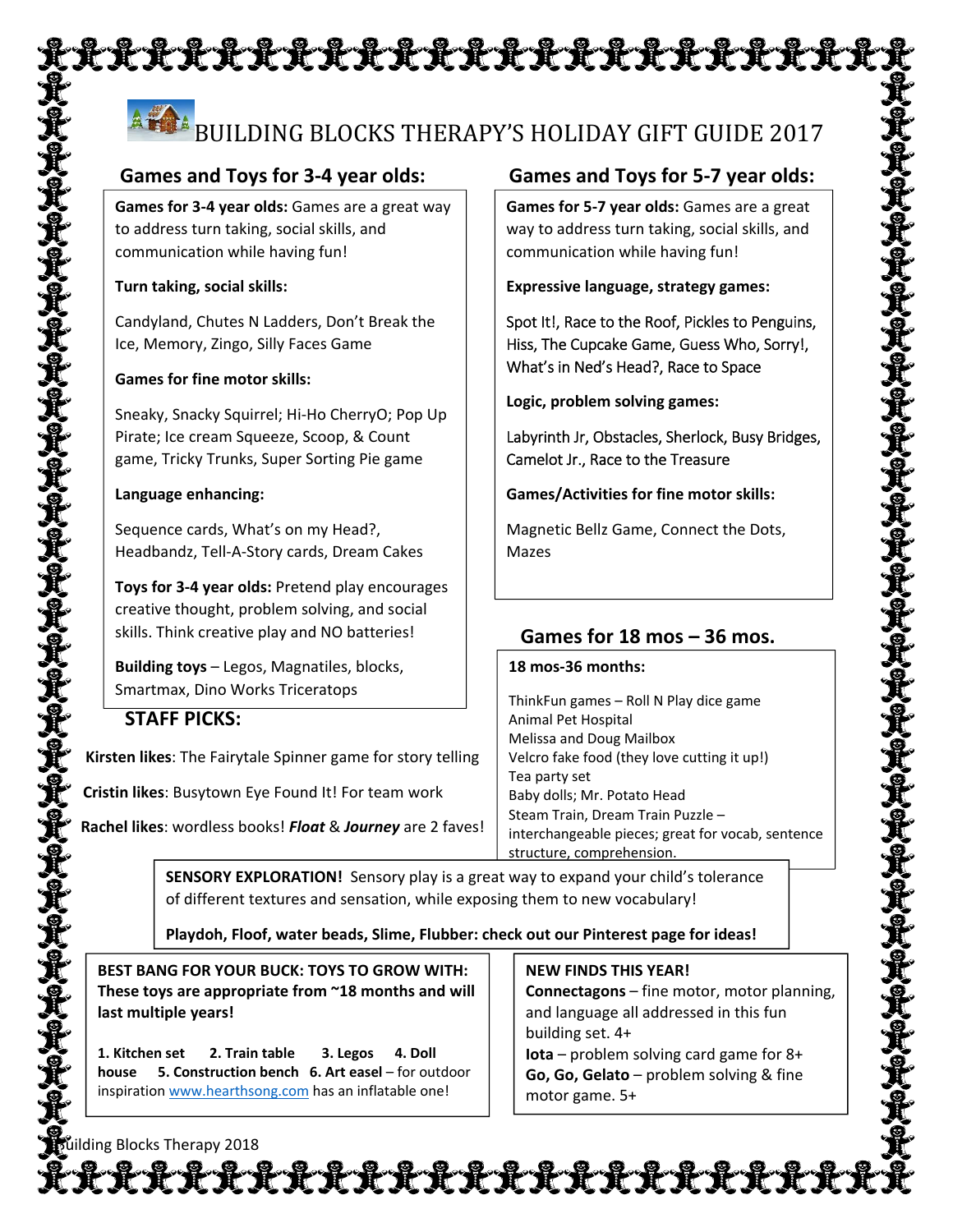# BUILDING BLOCKS THERAPY'S HOLIDAY GIFT GUIDE 2017

## Games and Toys for 3-4 year olds:

**Games for 3-4 year olds:** Games are a great way to address turn taking, social skills, and communication while having fun!

**Turn taking, social skills:**

Candyland, Chutes N Ladders, Don't Break the Ice, Memory, Zingo, Silly Faces Game

**Games for fine motor skills:**

Sneaky, Snacky Squirrel; Hi-Ho CherryO; Pop Up Pirate; Ice cream Squeeze, Scoop, & Count game, Tricky Trunks, Super Sorting Pie game

**Language enhancing:**

Sequence cards, What's on my Head?, Headbandz, Tell-A-Story cards, Dream Cakes

**Toys for 3-4 year olds:** Pretend play encourages creative thought, problem solving, and social skills. Think creative play and NO batteries!

**Building toys** – Legos, Magnatiles, blocks, Smartmax, Dino Works Triceratops

### STAFF PICKS:

**Kirsten likes**: The Fairytale Spinner game for story telling

**Cristin likes**: Busytown Eye Found It! For team work

**Rachel likes**: wordless books! ***Float*** & ***Journey*** are 2 faves!

## Games and Toys for 5-7 year olds:

**Games for 5-7 year olds:** Games are a great way to address turn taking, social skills, and communication while having fun!

**Expressive language, strategy games:**

Spot It!, Race to the Roof, Pickles to Penguins, Hiss, The Cupcake Game, Guess Who, Sorry!, What's in Ned's Head?, Race to Space

**Logic, problem solving games:**

Labyrinth Jr, Obstacles, Sherlock, Busy Bridges, Camelot Jr., Race to the Treasure

**Games/Activities for fine motor skills:**

Magnetic Bellz Game, Connect the Dots, Mazes

## Games for 18 mos – 36 mos.

**18 mos-36 months:**

ThinkFun games – Roll N Play dice game
Animal Pet Hospital
Melissa and Doug Mailbox
Velcro fake food (they love cutting it up!)
Tea party set
Baby dolls; Mr. Potato Head
Steam Train, Dream Train Puzzle – interchangeable pieces; great for vocab, sentence structure, comprehension.

**SENSORY EXPLORATION!** Sensory play is a great way to expand your child's tolerance of different textures and sensation, while exposing them to new vocabulary!

**Playdoh, Floof, water beads, Slime, Flubber: check out our Pinterest page for ideas!**

**BEST BANG FOR YOUR BUCK: TOYS TO GROW WITH: These toys are appropriate from ~18 months and will last multiple years!**

**1. Kitchen set 2. Train table 3. Legos 4. Doll house 5. Construction bench 6. Art easel** – for outdoor inspiration www.hearthsong.com has an inflatable one!

**NEW FINDS THIS YEAR!**
**Connectagons** – fine motor, motor planning, and language all addressed in this fun building set. 4+
**Iota** – problem solving card game for 8+
**Go, Go, Gelato** – problem solving & fine motor game. 5+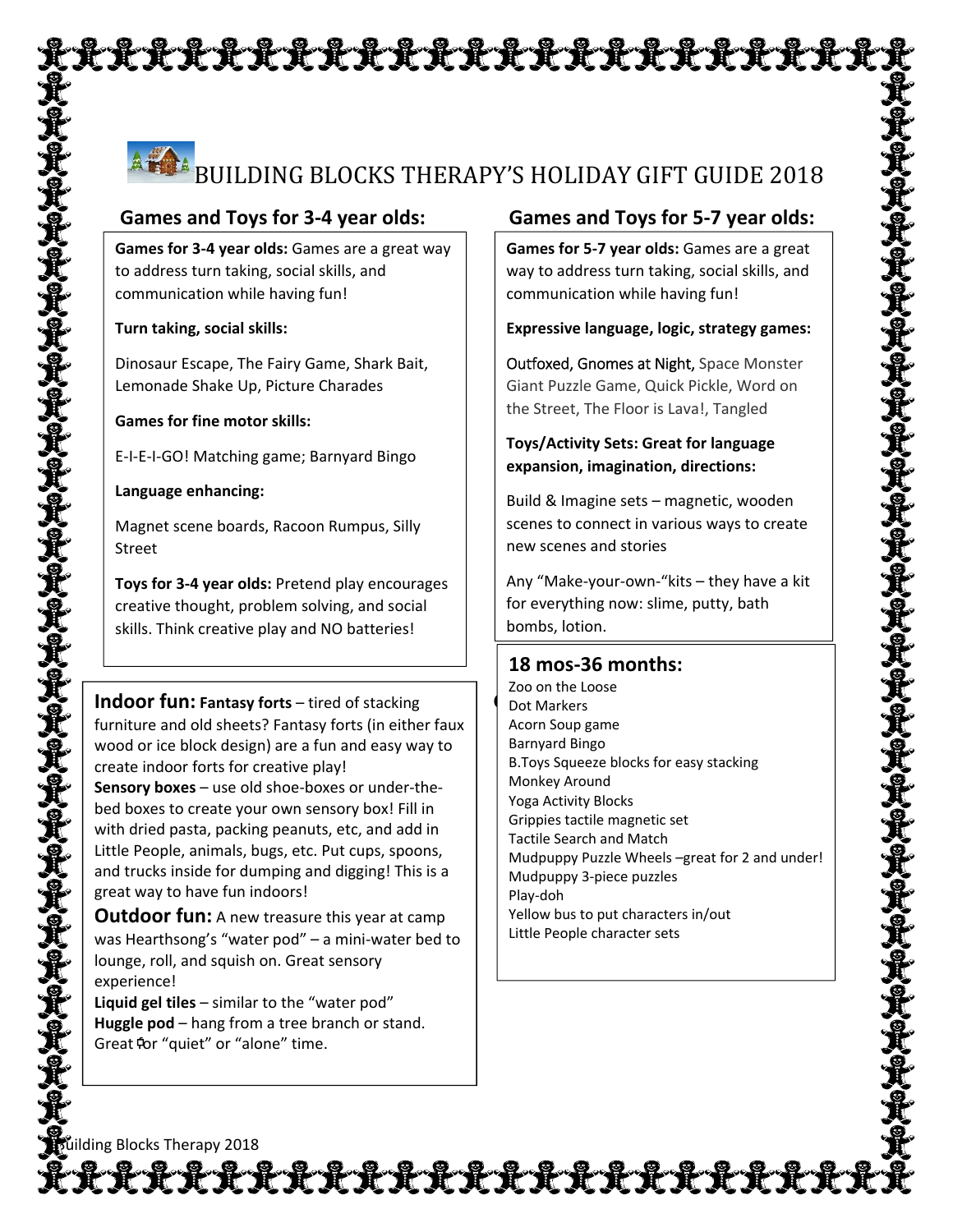# BUILDING BLOCKS THERAPY'S HOLIDAY GIFT GUIDE 2018

## Games and Toys for 3-4 year olds:

**Games for 3-4 year olds:** Games are a great way to address turn taking, social skills, and communication while having fun!

**Turn taking, social skills:**

Dinosaur Escape, The Fairy Game, Shark Bait, Lemonade Shake Up, Picture Charades

**Games for fine motor skills:**

E-I-E-I-GO! Matching game; Barnyard Bingo

**Language enhancing:**

Magnet scene boards, Racoon Rumpus, Silly Street

**Toys for 3-4 year olds:** Pretend play encourages creative thought, problem solving, and social skills. Think creative play and NO batteries!

**Indoor fun: Fantasy forts** – tired of stacking furniture and old sheets? Fantasy forts (in either faux wood or ice block design) are a fun and easy way to create indoor forts for creative play!
**Sensory boxes** – use old shoe-boxes or under-the-bed boxes to create your own sensory box! Fill in with dried pasta, packing peanuts, etc, and add in Little People, animals, bugs, etc. Put cups, spoons, and trucks inside for dumping and digging! This is a great way to have fun indoors!

**Outdoor fun:** A new treasure this year at camp was Hearthsong's "water pod" – a mini-water bed to lounge, roll, and squish on. Great sensory experience!
**Liquid gel tiles** – similar to the "water pod"
**Huggle pod** – hang from a tree branch or stand. Great for "quiet" or "alone" time.

## Games and Toys for 5-7 year olds:

**Games for 5-7 year olds:** Games are a great way to address turn taking, social skills, and communication while having fun!

**Expressive language, logic, strategy games:**

Outfoxed, Gnomes at Night, Space Monster Giant Puzzle Game, Quick Pickle, Word on the Street, The Floor is Lava!, Tangled

**Toys/Activity Sets: Great for language expansion, imagination, directions:**

Build & Imagine sets – magnetic, wooden scenes to connect in various ways to create new scenes and stories

Any "Make-your-own-"kits – they have a kit for everything now: slime, putty, bath bombs, lotion.

## 18 mos-36 months:

Zoo on the Loose
Dot Markers
Acorn Soup game
Barnyard Bingo
B.Toys Squeeze blocks for easy stacking
Monkey Around
Yoga Activity Blocks
Grippies tactile magnetic set
Tactile Search and Match
Mudpuppy Puzzle Wheels –great for 2 and under!
Mudpuppy 3-piece puzzles
Play-doh
Yellow bus to put characters in/out
Little People character sets